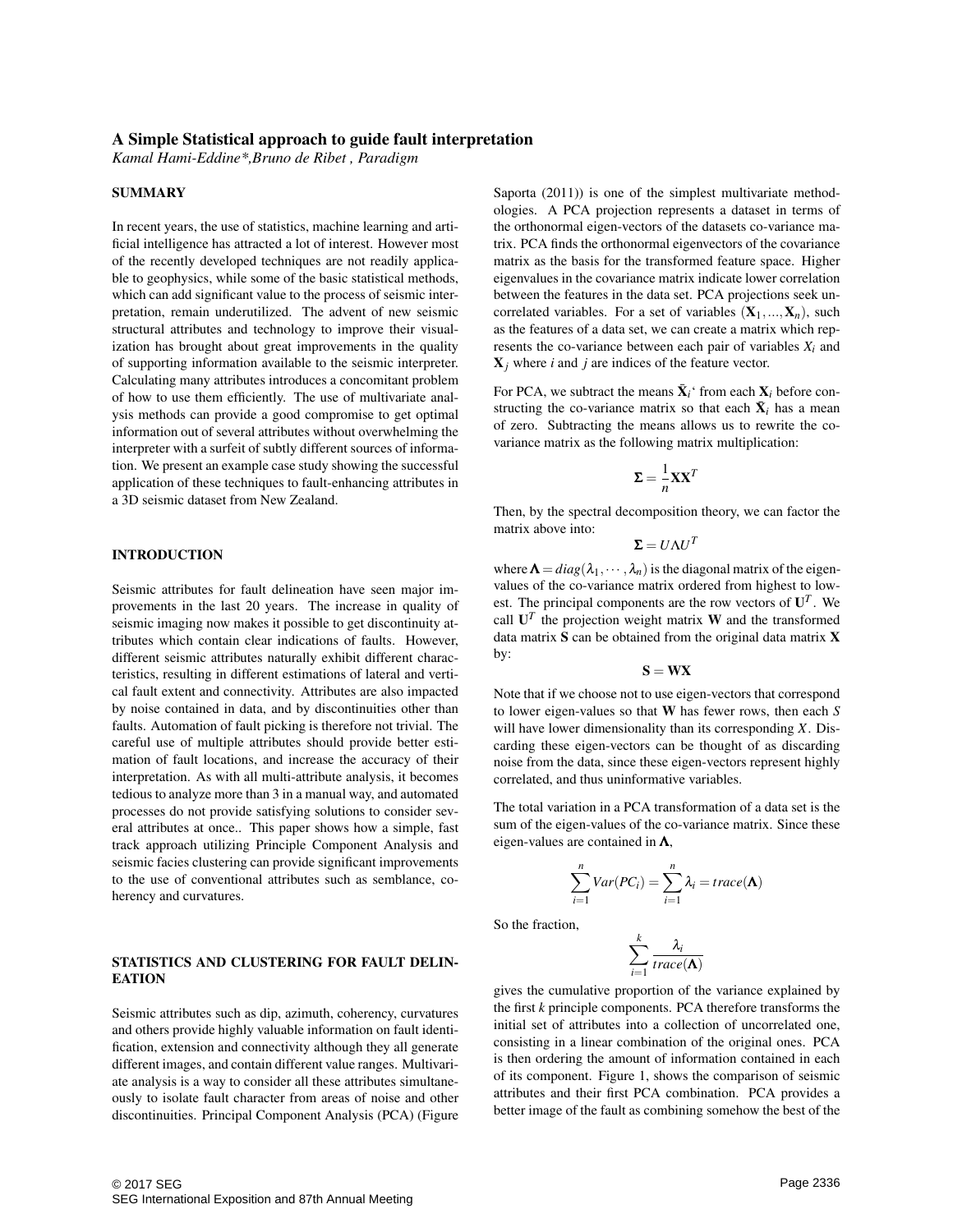# A Simple Statistical approach to guide fault interpretation

*Kamal Hami-Eddine\*,Bruno de Ribet , Paradigm*

## SUMMARY

In recent years, the use of statistics, machine learning and artificial intelligence has attracted a lot of interest. However most of the recently developed techniques are not readily applicable to geophysics, while some of the basic statistical methods, which can add significant value to the process of seismic interpretation, remain underutilized. The advent of new seismic structural attributes and technology to improve their visualization has brought about great improvements in the quality of supporting information available to the seismic interpreter. Calculating many attributes introduces a concomitant problem of how to use them efficiently. The use of multivariate analysis methods can provide a good compromise to get optimal information out of several attributes without overwhelming the interpreter with a surfeit of subtly different sources of information. We present an example case study showing the successful application of these techniques to fault-enhancing attributes in a 3D seismic dataset from New Zealand.

## INTRODUCTION

Seismic attributes for fault delineation have seen major improvements in the last 20 years. The increase in quality of seismic imaging now makes it possible to get discontinuity attributes which contain clear indications of faults. However, different seismic attributes naturally exhibit different characteristics, resulting in different estimations of lateral and vertical fault extent and connectivity. Attributes are also impacted by noise contained in data, and by discontinuities other than faults. Automation of fault picking is therefore not trivial. The careful use of multiple attributes should provide better estimation of fault locations, and increase the accuracy of their interpretation. As with all multi-attribute analysis, it becomes tedious to analyze more than 3 in a manual way, and automated processes do not provide satisfying solutions to consider several attributes at once.. This paper shows how a simple, fast track approach utilizing Principle Component Analysis and seismic facies clustering can provide significant improvements to the use of conventional attributes such as semblance, coherency and curvatures.

## STATISTICS AND CLUSTERING FOR FAULT DELINEATION

Seismic attributes such as dip, azimuth, coherency, curvatures and others provide highly valuable information on fault identification, extension and connectivity although they all generate different images, and contain different value ranges. Multivariate analysis is a way to consider all these attributes simultaneously to isolate fault character from areas of noise and other discontinuities. Principal Component Analysis (PCA) (Figure Saporta (2011)) is one of the simplest multivariate methodologies. A PCA projection represents a dataset in terms of the orthonormal eigen-vectors of the datasets co-variance matrix. PCA finds the orthonormal eigenvectors of the covariance matrix as the basis for the transformed feature space. Higher eigenvalues in the covariance matrix indicate lower correlation between the features in the data set. PCA projections seek uncorrelated variables. For a set of variables $(\mathbf{X}_1, ..., \mathbf{X}_n)$, such as the features of a data set, we can create a matrix which represents the co-variance between each pair of variables $X_i$ and $\mathbf{X}_j$ where $i$ and $j$ are indices of the feature vector.

For PCA, we subtract the means $\bar{\mathbf{X}}_i$‘ from each $\mathbf{X}_i$ before constructing the co-variance matrix so that each $\bar{\mathbf{X}}_i$ has a mean of zero. Subtracting the means allows us to rewrite the co-variance matrix as the following matrix multiplication:

$$\mathbf{\Sigma} = \frac{1}{n}\mathbf{X}\mathbf{X}^T$$

Then, by the spectral decomposition theory, we can factor the matrix above into:

$$\mathbf{\Sigma} = U\Lambda U^T$$

where $\mathbf{\Lambda} = diag(\lambda_1, \cdots, \lambda_n)$ is the diagonal matrix of the eigenvalues of the co-variance matrix ordered from highest to lowest. The principal components are the row vectors of $\mathbf{U}^T$. We call $\mathbf{U}^T$ the projection weight matrix $\mathbf{W}$ and the transformed data matrix $\mathbf{S}$ can be obtained from the original data matrix $\mathbf{X}$ by:

$$\mathbf{S} = \mathbf{W}\mathbf{X}$$

Note that if we choose not to use eigen-vectors that correspond to lower eigen-values so that $\mathbf{W}$ has fewer rows, then each $S$ will have lower dimensionality than its corresponding $X$. Discarding these eigen-vectors can be thought of as discarding noise from the data, since these eigen-vectors represent highly correlated, and thus uninformative variables.

The total variation in a PCA transformation of a data set is the sum of the eigen-values of the co-variance matrix. Since these eigen-values are contained in $\mathbf{\Lambda}$,

$$\sum_{i=1}^{n} Var(PC_i) = \sum_{i=1}^{n} \lambda_i = trace(\mathbf{\Lambda})$$

So the fraction,

$$\sum_{i=1}^{k} \frac{\lambda_i}{trace(\mathbf{\Lambda})}$$

gives the cumulative proportion of the variance explained by the first $k$ principle components. PCA therefore transforms the initial set of attributes into a collection of uncorrelated one, consisting in a linear combination of the original ones. PCA is then ordering the amount of information contained in each of its component. Figure 1, shows the comparison of seismic attributes and their first PCA combination. PCA provides a better image of the fault as combining somehow the best of the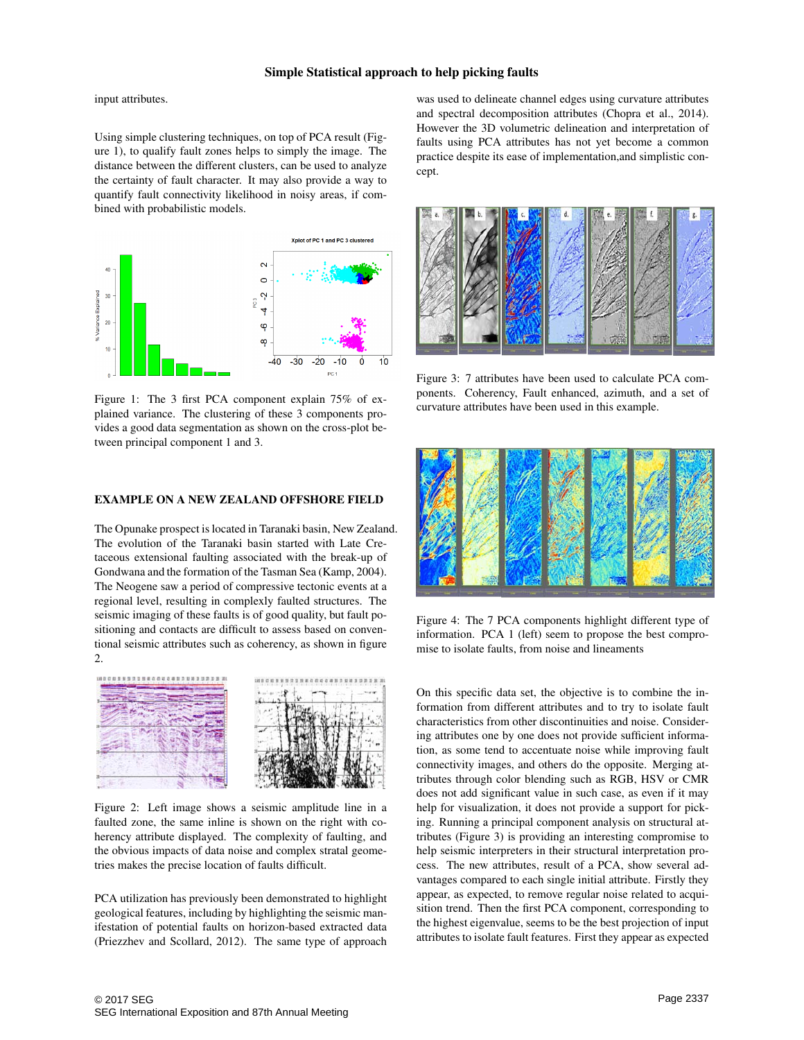input attributes.

Using simple clustering techniques, on top of PCA result (Figure 1), to qualify fault zones helps to simply the image. The distance between the different clusters, can be used to analyze the certainty of fault character. It may also provide a way to quantify fault connectivity likelihood in noisy areas, if combined with probabilistic models.

Figure 1: The 3 first PCA component explain 75% of explained variance. The clustering of these 3 components provides a good data segmentation as shown on the cross-plot between principal component 1 and 3.

## EXAMPLE ON A NEW ZEALAND OFFSHORE FIELD

The Opunake prospect is located in Taranaki basin, New Zealand. The evolution of the Taranaki basin started with Late Cretaceous extensional faulting associated with the break-up of Gondwana and the formation of the Tasman Sea (Kamp, 2004). The Neogene saw a period of compressive tectonic events at a regional level, resulting in complexly faulted structures. The seismic imaging of these faults is of good quality, but fault positioning and contacts are difficult to assess based on conventional seismic attributes such as coherency, as shown in figure 2.

Figure 2: Left image shows a seismic amplitude line in a faulted zone, the same inline is shown on the right with coherency attribute displayed. The complexity of faulting, and the obvious impacts of data noise and complex stratal geometries makes the precise location of faults difficult.

PCA utilization has previously been demonstrated to highlight geological features, including by highlighting the seismic manifestation of potential faults on horizon-based extracted data (Priezzhev and Scollard, 2012). The same type of approach was used to delineate channel edges using curvature attributes and spectral decomposition attributes (Chopra et al., 2014). However the 3D volumetric delineation and interpretation of faults using PCA attributes has not yet become a common practice despite its ease of implementation,and simplistic concept.

Figure 3: 7 attributes have been used to calculate PCA components. Coherency, Fault enhanced, azimuth, and a set of curvature attributes have been used in this example.

Figure 4: The 7 PCA components highlight different type of information. PCA 1 (left) seem to propose the best compromise to isolate faults, from noise and lineaments

On this specific data set, the objective is to combine the information from different attributes and to try to isolate fault characteristics from other discontinuities and noise. Considering attributes one by one does not provide sufficient information, as some tend to accentuate noise while improving fault connectivity images, and others do the opposite. Merging attributes through color blending such as RGB, HSV or CMR does not add significant value in such case, as even if it may help for visualization, it does not provide a support for picking. Running a principal component analysis on structural attributes (Figure 3) is providing an interesting compromise to help seismic interpreters in their structural interpretation process. The new attributes, result of a PCA, show several advantages compared to each single initial attribute. Firstly they appear, as expected, to remove regular noise related to acquisition trend. Then the first PCA component, corresponding to the highest eigenvalue, seems to be the best projection of input attributes to isolate fault features. First they appear as expected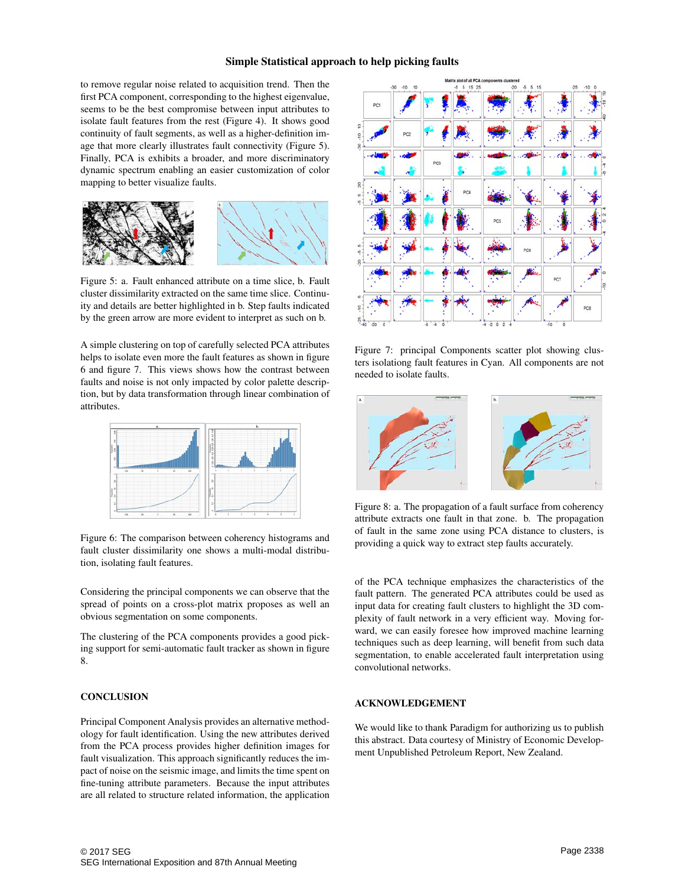to remove regular noise related to acquisition trend. Then the first PCA component, corresponding to the highest eigenvalue, seems to be the best compromise between input attributes to isolate fault features from the rest (Figure 4). It shows good continuity of fault segments, as well as a higher-definition image that more clearly illustrates fault connectivity (Figure 5). Finally, PCA is exhibits a broader, and more discriminatory dynamic spectrum enabling an easier customization of color mapping to better visualize faults.

Figure 5: a. Fault enhanced attribute on a time slice, b. Fault cluster dissimilarity extracted on the same time slice. Continuity and details are better highlighted in b. Step faults indicated by the green arrow are more evident to interpret as such on b.

A simple clustering on top of carefully selected PCA attributes helps to isolate even more the fault features as shown in figure 6 and figure 7. This views shows how the contrast between faults and noise is not only impacted by color palette description, but by data transformation through linear combination of attributes.

Figure 6: The comparison between coherency histograms and fault cluster dissimilarity one shows a multi-modal distribution, isolating fault features.

Considering the principal components we can observe that the spread of points on a cross-plot matrix proposes as well an obvious segmentation on some components.

The clustering of the PCA components provides a good picking support for semi-automatic fault tracker as shown in figure 8.

## CONCLUSION

Principal Component Analysis provides an alternative methodology for fault identification. Using the new attributes derived from the PCA process provides higher definition images for fault visualization. This approach significantly reduces the impact of noise on the seismic image, and limits the time spent on fine-tuning attribute parameters. Because the input attributes are all related to structure related information, the application of the PCA technique emphasizes the characteristics of the fault pattern. The generated PCA attributes could be used as input data for creating fault clusters to highlight the 3D complexity of fault network in a very efficient way. Moving forward, we can easily foresee how improved machine learning techniques such as deep learning, will benefit from such data segmentation, to enable accelerated fault interpretation using convolutional networks.

Figure 7: principal Components scatter plot showing clusters isolationg fault features in Cyan. All components are not needed to isolate faults.

Figure 8: a. The propagation of a fault surface from coherency attribute extracts one fault in that zone. b. The propagation of fault in the same zone using PCA distance to clusters, is providing a quick way to extract step faults accurately.

## ACKNOWLEDGEMENT

We would like to thank Paradigm for authorizing us to publish this abstract. Data courtesy of Ministry of Economic Development Unpublished Petroleum Report, New Zealand.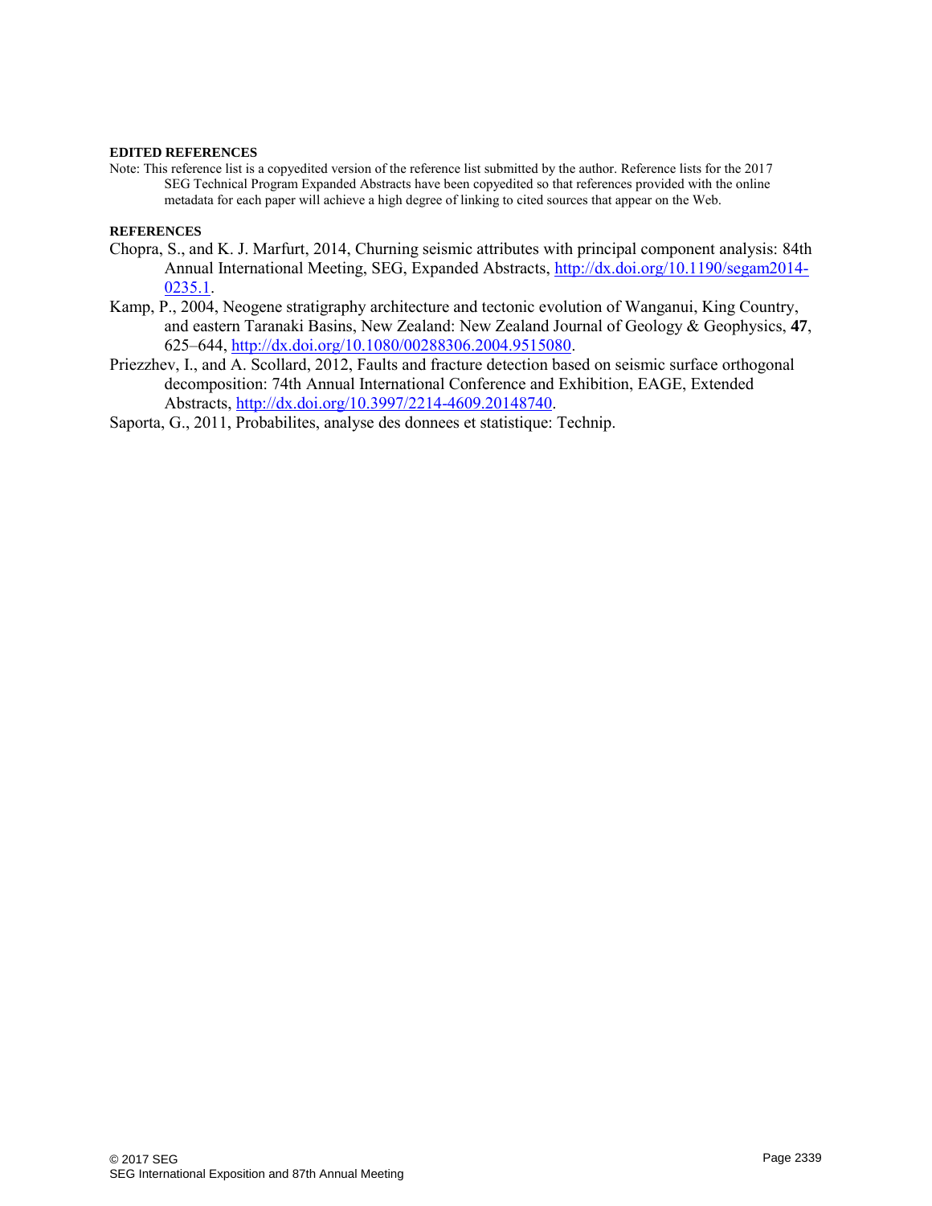**EDITED REFERENCES**

Note: This reference list is a copyedited version of the reference list submitted by the author. Reference lists for the 2017 SEG Technical Program Expanded Abstracts have been copyedited so that references provided with the online metadata for each paper will achieve a high degree of linking to cited sources that appear on the Web.

**REFERENCES**

Chopra, S., and K. J. Marfurt, 2014, Churning seismic attributes with principal component analysis: 84th Annual International Meeting, SEG, Expanded Abstracts, http://dx.doi.org/10.1190/segam2014-0235.1.

Kamp, P., 2004, Neogene stratigraphy architecture and tectonic evolution of Wanganui, King Country, and eastern Taranaki Basins, New Zealand: New Zealand Journal of Geology & Geophysics, **47**, 625–644, http://dx.doi.org/10.1080/00288306.2004.9515080.

Priezzhev, I., and A. Scollard, 2012, Faults and fracture detection based on seismic surface orthogonal decomposition: 74th Annual International Conference and Exhibition, EAGE, Extended Abstracts, http://dx.doi.org/10.3997/2214-4609.20148740.

Saporta, G., 2011, Probabilites, analyse des donnees et statistique: Technip.